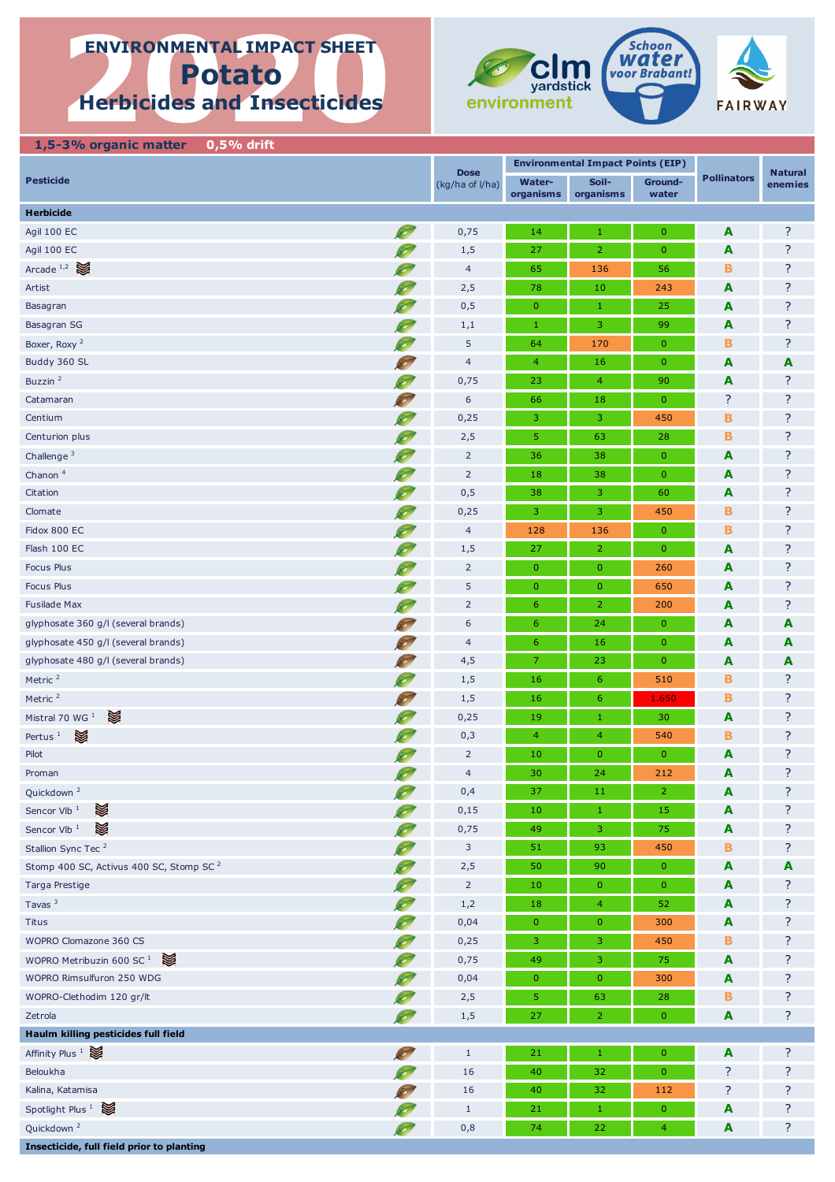# ENVIRONMENTAL IMPACT SHEET 2020
# Potato
## Herbicides and Insecticides

clm yardstick environment | Schoon water voor Brabant! | FAIRWAY

**1,5-3% organic matter 0,5% drift**

| Pesticide | Dose (kg/ha of l/ha) | Environmental Impact Points (EIP) | | | Pollinators | Natural enemies |
|---|---|---|---|---|---|---|
| | | Water-organisms | Soil-organisms | Ground-water | | |
| **Herbicide** | | | | | | |
| Agil 100 EC | 0,75 | 14 | 1 | 0 | A | ? |
| Agil 100 EC | 1,5 | 27 | 2 | 0 | A | ? |
| Arcade [1,2] | 4 | 65 | 136 | 56 | B | ? |
| Artist | 2,5 | 78 | 10 | 243 | A | ? |
| Basagran | 0,5 | 0 | 1 | 25 | A | ? |
| Basagran SG | 1,1 | 1 | 3 | 99 | A | ? |
| Boxer, Roxy [2] | 5 | 64 | 170 | 0 | B | ? |
| Buddy 360 SL | 4 | 4 | 16 | 0 | A | A |
| Buzzin [2] | 0,75 | 23 | 4 | 90 | A | ? |
| Catamaran | 6 | 66 | 18 | 0 | ? | ? |
| Centium | 0,25 | 3 | 3 | 450 | B | ? |
| Centurion plus | 2,5 | 5 | 63 | 28 | B | ? |
| Challenge [3] | 2 | 36 | 38 | 0 | A | ? |
| Chanon [4] | 2 | 18 | 38 | 0 | A | ? |
| Citation | 0,5 | 38 | 3 | 60 | A | ? |
| Clomate | 0,25 | 3 | 3 | 450 | B | ? |
| Fidox 800 EC | 4 | 128 | 136 | 0 | B | ? |
| Flash 100 EC | 1,5 | 27 | 2 | 0 | A | ? |
| Focus Plus | 2 | 0 | 0 | 260 | A | ? |
| Focus Plus | 5 | 0 | 0 | 650 | A | ? |
| Fusilade Max | 2 | 6 | 2 | 200 | A | ? |
| glyphosate 360 g/l (several brands) | 6 | 6 | 24 | 0 | A | A |
| glyphosate 450 g/l (several brands) | 4 | 6 | 16 | 0 | A | A |
| glyphosate 480 g/l (several brands) | 4,5 | 7 | 23 | 0 | A | A |
| Metric [2] | 1,5 | 16 | 6 | 510 | B | ? |
| Metric [2] | 1,5 | 16 | 6 | 1.650 | B | ? |
| Mistral 70 WG [1] | 0,25 | 19 | 1 | 30 | A | ? |
| Pertus [1] | 0,3 | 4 | 4 | 540 | B | ? |
| Pilot | 2 | 10 | 0 | 0 | A | ? |
| Proman | 4 | 30 | 24 | 212 | A | ? |
| Quickdown [2] | 0,4 | 37 | 11 | 2 | A | ? |
| Sencor Vlb [1] | 0,15 | 10 | 1 | 15 | A | ? |
| Sencor Vlb [1] | 0,75 | 49 | 3 | 75 | A | ? |
| Stallion Sync Tec [2] | 3 | 51 | 93 | 450 | B | ? |
| Stomp 400 SC, Activus 400 SC, Stomp SC [2] | 2,5 | 50 | 90 | 0 | A | A |
| Targa Prestige | 2 | 10 | 0 | 0 | A | ? |
| Tavas [3] | 1,2 | 18 | 4 | 52 | A | ? |
| Titus | 0,04 | 0 | 0 | 300 | A | ? |
| WOPRO Clomazone 360 CS | 0,25 | 3 | 3 | 450 | B | ? |
| WOPRO Metribuzin 600 SC [1] | 0,75 | 49 | 3 | 75 | A | ? |
| WOPRO Rimsulfuron 250 WDG | 0,04 | 0 | 0 | 300 | A | ? |
| WOPRO-Clethodim 120 gr/lt | 2,5 | 5 | 63 | 28 | B | ? |
| Zetrola | 1,5 | 27 | 2 | 0 | A | ? |
| **Haulm killing pesticides full field** | | | | | | |
| Affinity Plus [1] | 1 | 21 | 1 | 0 | A | ? |
| Beloukha | 16 | 40 | 32 | 0 | ? | ? |
| Kalina, Katamisa | 16 | 40 | 32 | 112 | ? | ? |
| Spotlight Plus [1] | 1 | 21 | 1 | 0 | A | ? |
| Quickdown [2] | 0,8 | 74 | 22 | 4 | A | ? |
| **Insecticide, full field prior to planting** | | | | | | |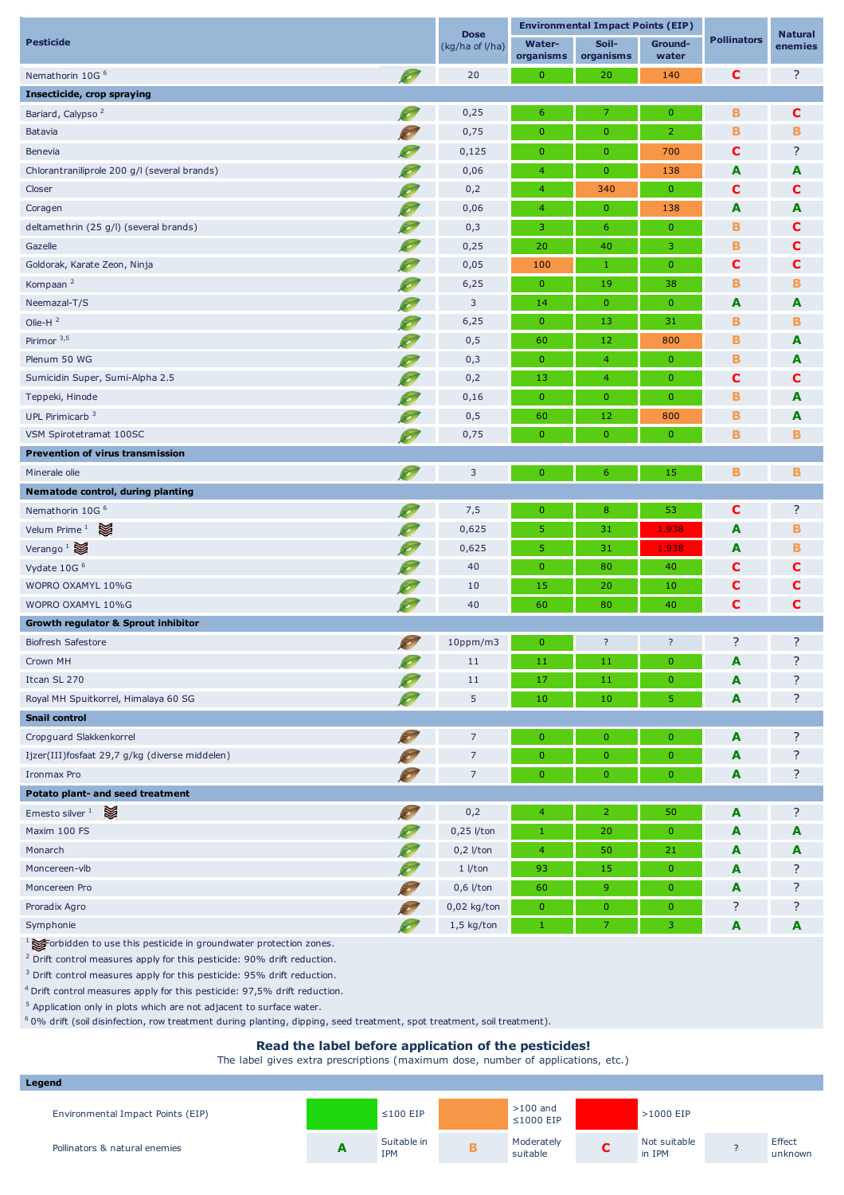| Pesticide | Dose (kg/ha of l/ha) | Environmental Impact Points (EIP) | | | Pollinators | Natural enemies |
|---|---|---|---|---|---|---|
| | | Water-organisms | Soil-organisms | Ground-water | | |
| Nemathorin 10G [6] | 20 | 0 | 20 | 140 | C | ? |
| **Insecticide, crop spraying** | | | | | | |
| Bariard, Calypso [2] | 0,25 | 6 | 7 | 0 | B | C |
| Batavia | 0,75 | 0 | 0 | 2 | B | B |
| Benevia | 0,125 | 0 | 0 | 700 | C | ? |
| Chlorantraniliprole 200 g/l (several brands) | 0,06 | 4 | 0 | 138 | A | A |
| Closer | 0,2 | 4 | 340 | 0 | C | C |
| Coragen | 0,06 | 4 | 0 | 138 | A | A |
| deltamethrin (25 g/l) (several brands) | 0,3 | 3 | 6 | 0 | B | C |
| Gazelle | 0,25 | 20 | 40 | 3 | B | C |
| Goldorak, Karate Zeon, Ninja | 0,05 | 100 | 1 | 0 | C | C |
| Kompaan [2] | 6,25 | 0 | 19 | 38 | B | B |
| Neemazal-T/S | 3 | 14 | 0 | 0 | A | A |
| Olie-H [2] | 6,25 | 0 | 13 | 31 | B | B |
| Pirimor [3,5] | 0,5 | 60 | 12 | 800 | B | A |
| Plenum 50 WG | 0,3 | 0 | 4 | 0 | B | A |
| Sumicidin Super, Sumi-Alpha 2.5 | 0,2 | 13 | 4 | 0 | C | C |
| Teppeki, Hinode | 0,16 | 0 | 0 | 0 | B | A |
| UPL Pirimicarb [3] | 0,5 | 60 | 12 | 800 | B | A |
| VSM Spirotetramat 100SC | 0,75 | 0 | 0 | 0 | B | B |
| **Prevention of virus transmission** | | | | | | |
| Minerale olie | 3 | 0 | 6 | 15 | B | B |
| **Nematode control, during planting** | | | | | | |
| Nemathorin 10G [6] | 7,5 | 0 | 8 | 53 | C | ? |
| Velum Prime [1] | 0,625 | 5 | 31 | 1.938 | A | B |
| Verango [1] | 0,625 | 5 | 31 | 1.938 | A | B |
| Vydate 10G [6] | 40 | 0 | 80 | 40 | C | C |
| WOPRO OXAMYL 10%G | 10 | 15 | 20 | 10 | C | C |
| WOPRO OXAMYL 10%G | 40 | 60 | 80 | 40 | C | C |
| **Growth regulator & Sprout inhibitor** | | | | | | |
| Biofresh Safestore | 10ppm/m3 | 0 | ? | ? | ? | ? |
| Crown MH | 11 | 11 | 11 | 0 | A | ? |
| Itcan SL 270 | 11 | 17 | 11 | 0 | A | ? |
| Royal MH Spuitkorrel, Himalaya 60 SG | 5 | 10 | 10 | 5 | A | ? |
| **Snail control** | | | | | | |
| Cropguard Slakkenkorrel | 7 | 0 | 0 | 0 | A | ? |
| Ijzer(III)fosfaat 29,7 g/kg (diverse middelen) | 7 | 0 | 0 | 0 | A | ? |
| Ironmax Pro | 7 | 0 | 0 | 0 | A | ? |
| **Potato plant- and seed treatment** | | | | | | |
| Emesto silver [1] | 0,2 | 4 | 2 | 50 | A | ? |
| Maxim 100 FS | 0,25 l/ton | 1 | 20 | 0 | A | A |
| Monarch | 0,2 l/ton | 4 | 50 | 21 | A | A |
| Moncereen-vlb | 1 l/ton | 93 | 15 | 0 | A | ? |
| Moncereen Pro | 0,6 l/ton | 60 | 9 | 0 | A | ? |
| Proradix Agro | 0,02 kg/ton | 0 | 0 | 0 | ? | ? |
| Symphonie | 1,5 kg/ton | 1 | 7 | 3 | A | A |

[1] Forbidden to use this pesticide in groundwater protection zones.
[2] Drift control measures apply for this pesticide: 90% drift reduction.
[3] Drift control measures apply for this pesticide: 95% drift reduction.
[4] Drift control measures apply for this pesticide: 97,5% drift reduction.
[5] Application only in plots which are not adjacent to surface water.
[6] 0% drift (soil disinfection, row treatment during planting, dipping, seed treatment, spot treatment, soil treatment).

**Read the label before application of the pesticides!**
The label gives extra prescriptions (maximum dose, number of applications, etc.)

**Legend**

| | | | |
|---|---|---|---|
| Environmental Impact Points (EIP) | ≤100 EIP (green) | >100 and ≤1000 EIP (orange) | >1000 EIP (red) | |
| Pollinators & natural enemies | A: Suitable in IPM | B: Moderately suitable | C: Not suitable in IPM | ?: Effect unknown |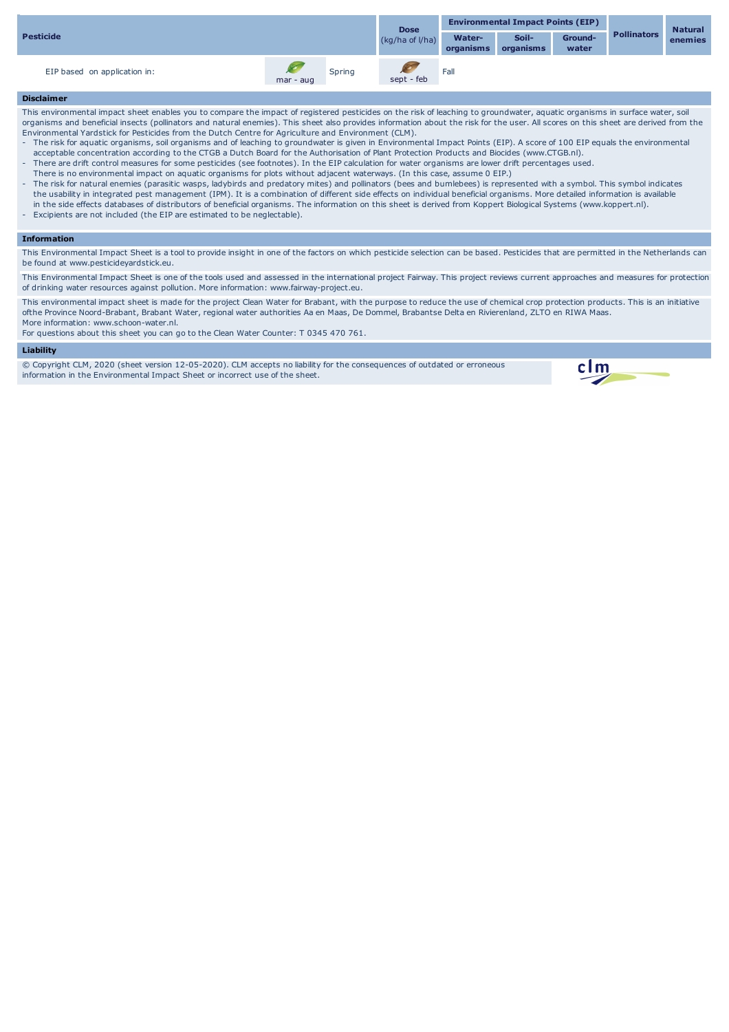| Pesticide | | | Dose (kg/ha of l/ha) | Environmental Impact Points (EIP) | | | Pollinators | Natural enemies |
|---|---|---|---|---|---|---|---|---|
| | | | | Water-organisms | Soil-organisms | Ground-water | | |
| EIP based on application in: | mar - aug | Spring | sept - feb | Fall | | | | |

**Disclaimer**

This environmental impact sheet enables you to compare the impact of registered pesticides on the risk of leaching to groundwater, aquatic organisms in surface water, soil organisms and beneficial insects (pollinators and natural enemies). This sheet also provides information about the risk for the user. All scores on this sheet are derived from the Environmental Yardstick for Pesticides from the Dutch Centre for Agriculture and Environment (CLM).

- The risk for aquatic organisms, soil organisms and of leaching to groundwater is given in Environmental Impact Points (EIP). A score of 100 EIP equals the environmental acceptable concentration according to the CTGB a Dutch Board for the Authorisation of Plant Protection Products and Biocides (www.CTGB.nl).
- There are drift control measures for some pesticides (see footnotes). In the EIP calculation for water organisms are lower drift percentages used. There is no environmental impact on aquatic organisms for plots without adjacent waterways. (In this case, assume 0 EIP.)
- The risk for natural enemies (parasitic wasps, ladybirds and predatory mites) and pollinators (bees and bumlebees) is represented with a symbol. This symbol indicates the usability in integrated pest management (IPM). It is a combination of different side effects on individual beneficial organisms. More detailed information is available in the side effects databases of distributors of beneficial organisms. The information on this sheet is derived from Koppert Biological Systems (www.koppert.nl).
- Excipients are not included (the EIP are estimated to be neglectable).

**Information**

This Environmental Impact Sheet is a tool to provide insight in one of the factors on which pesticide selection can be based. Pesticides that are permitted in the Netherlands can be found at www.pesticideyardstick.eu.

This Environmental Impact Sheet is one of the tools used and assessed in the international project Fairway. This project reviews current approaches and measures for protection of drinking water resources against pollution. More information: www.fairway-project.eu.

This environmental impact sheet is made for the project Clean Water for Brabant, with the purpose to reduce the use of chemical crop protection products. This is an initiative ofthe Province Noord-Brabant, Brabant Water, regional water authorities Aa en Maas, De Dommel, Brabantse Delta en Rivierenland, ZLTO en RIWA Maas.
More information: www.schoon-water.nl.
For questions about this sheet you can go to the Clean Water Counter: T 0345 470 761.

**Liability**

© Copyright CLM, 2020 (sheet version 12-05-2020). CLM accepts no liability for the consequences of outdated or erroneous information in the Environmental Impact Sheet or incorrect use of the sheet.

clm